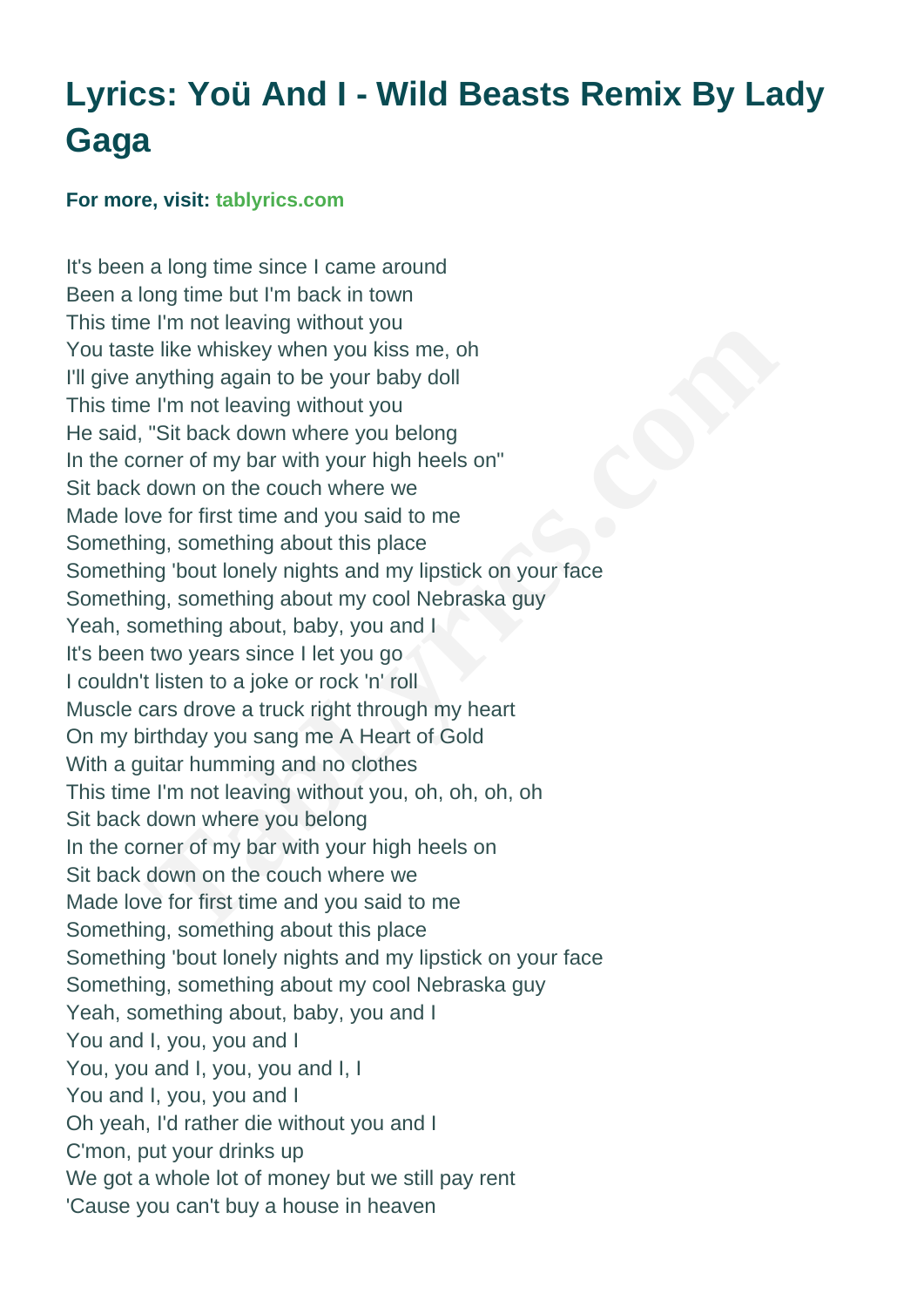## **Lyrics: Yoü And I - Wild Beasts Remix By Lady Gaga**

## **For more, visit: [tablyrics.com](https://www.tablyrics.com/yo%C3%BC-and-i-%28-%29-wild-beasts-remix-chords-lyrics-lady-gaga)**

It's been a long time since I came around Been a long time but I'm back in town This time I'm not leaving without you You taste like whiskey when you kiss me, oh I'll give anything again to be your baby doll This time I'm not leaving without you He said, "Sit back down where you belong In the corner of my bar with your high heels on" Sit back down on the couch where we Made love for first time and you said to me Something, something about this place Something 'bout lonely nights and my lipstick on your face Something, something about my cool Nebraska guy Yeah, something about, baby, you and I It's been two years since I let you go I couldn't listen to a joke or rock 'n' roll Muscle cars drove a truck right through my heart On my birthday you sang me A Heart of Gold With a guitar humming and no clothes This time I'm not leaving without you, oh, oh, oh, oh Sit back down where you belong In the corner of my bar with your high heels on Sit back down on the couch where we Made love for first time and you said to me Something, something about this place Something 'bout lonely nights and my lipstick on your face Something, something about my cool Nebraska guy Yeah, something about, baby, you and I You and I, you, you and I You, you and I, you, you and I, I You and I, you, you and I Oh yeah, I'd rather die without you and I C'mon, put your drinks up We got a whole lot of money but we still pay rent 'Cause you can't buy a house in heaven **Find the start of the start of the start of the like whiskey when you kiss me, oh**<br> **E** like whiskey when you kiss me, oh<br>
"Sit back down where you belong<br>
"Sit back down where you belong<br>
down on the couch where we<br>
we f